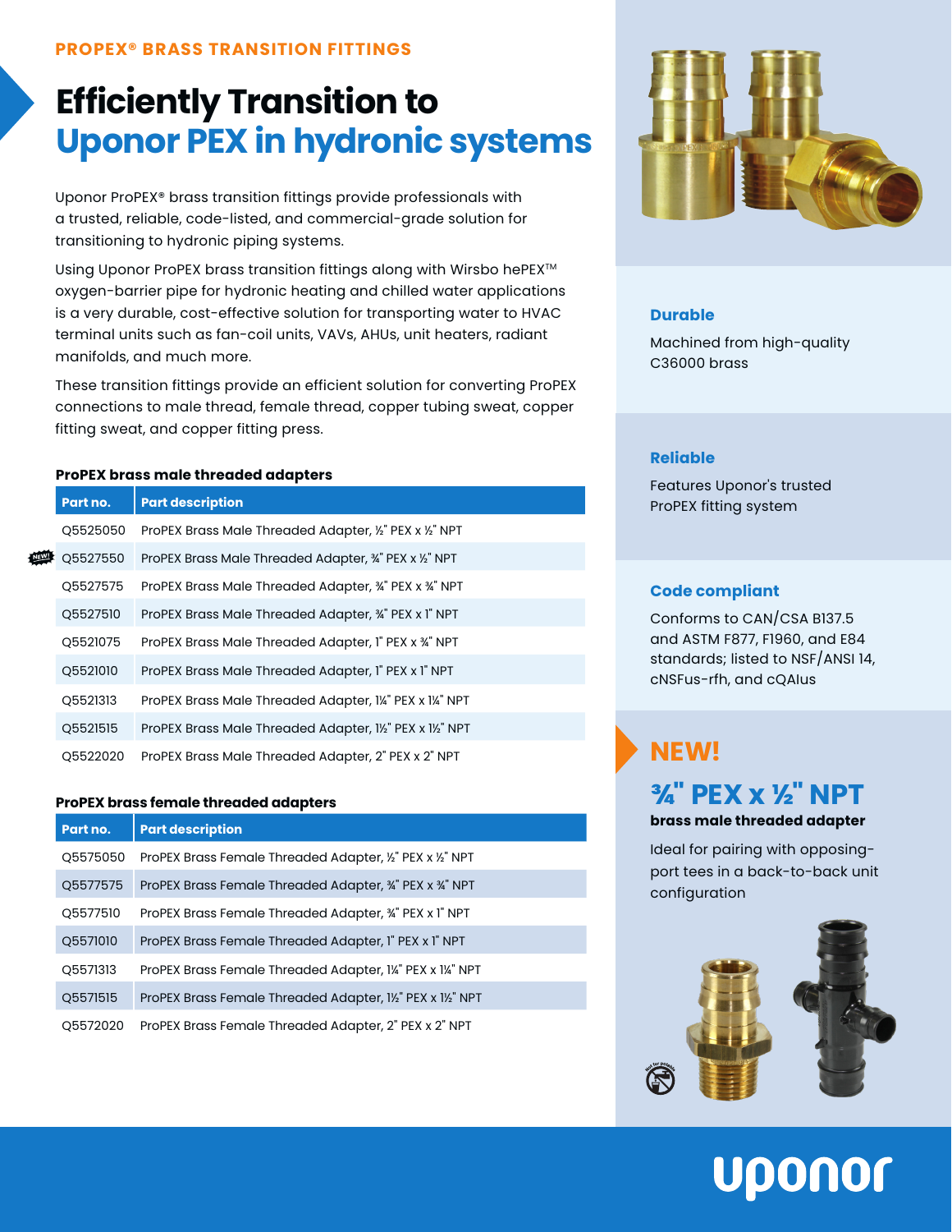PROPEX® BRASS TRANSITION FITTINGS

# Efficiently Transition to Uponor PEX in hydronic systems

Uponor ProPEX® brass transition fittings provide professionals with a trusted, reliable, code-listed, and commercial-grade solution for transitioning to hydronic piping systems.

Using Uponor ProPEX brass transition fittings along with Wirsbo hePEX™ oxygen-barrier pipe for hydronic heating and chilled water applications is a very durable, cost-effective solution for transporting water to HVAC terminal units such as fan-coil units, VAVs, AHUs, unit heaters, radiant manifolds, and much more.

These transition fittings provide an efficient solution for converting ProPEX connections to male thread, female thread, copper tubing sweat, copper fitting sweat, and copper fitting press.

### ProPEX brass male threaded adapters

| Part no. | Part description |
|---|---|
| Q5525050 | ProPEX Brass Male Threaded Adapter, ½" PEX x ½" NPT |
| NEW! Q5527550 | ProPEX Brass Male Threaded Adapter, ¾" PEX x ½" NPT |
| Q5527575 | ProPEX Brass Male Threaded Adapter, ¾" PEX x ¾" NPT |
| Q5527510 | ProPEX Brass Male Threaded Adapter, ¾" PEX x 1" NPT |
| Q5521075 | ProPEX Brass Male Threaded Adapter, 1" PEX x ¾" NPT |
| Q5521010 | ProPEX Brass Male Threaded Adapter, 1" PEX x 1" NPT |
| Q5521313 | ProPEX Brass Male Threaded Adapter, 1¼" PEX x 1¼" NPT |
| Q5521515 | ProPEX Brass Male Threaded Adapter, 1½" PEX x 1½" NPT |
| Q5522020 | ProPEX Brass Male Threaded Adapter, 2" PEX x 2" NPT |

### ProPEX brass female threaded adapters

| Part no. | Part description |
|---|---|
| Q5575050 | ProPEX Brass Female Threaded Adapter, ½" PEX x ½" NPT |
| Q5577575 | ProPEX Brass Female Threaded Adapter, ¾" PEX x ¾" NPT |
| Q5577510 | ProPEX Brass Female Threaded Adapter, ¾" PEX x 1" NPT |
| Q5571010 | ProPEX Brass Female Threaded Adapter, 1" PEX x 1" NPT |
| Q5571313 | ProPEX Brass Female Threaded Adapter, 1¼" PEX x 1¼" NPT |
| Q5571515 | ProPEX Brass Female Threaded Adapter, 1½" PEX x 1½" NPT |
| Q5572020 | ProPEX Brass Female Threaded Adapter, 2" PEX x 2" NPT |

### Durable

Machined from high-quality C36000 brass

### Reliable

Features Uponor's trusted ProPEX fitting system

### Code compliant

Conforms to CAN/CSA B137.5 and ASTM F877, F1960, and E84 standards; listed to NSF/ANSI 14, cNSFus-rfh, and cQAIus

## NEW!

## ¾" PEX x ½" NPT

**brass male threaded adapter**

Ideal for pairing with opposing-port tees in a back-to-back unit configuration

Not for potable

uponor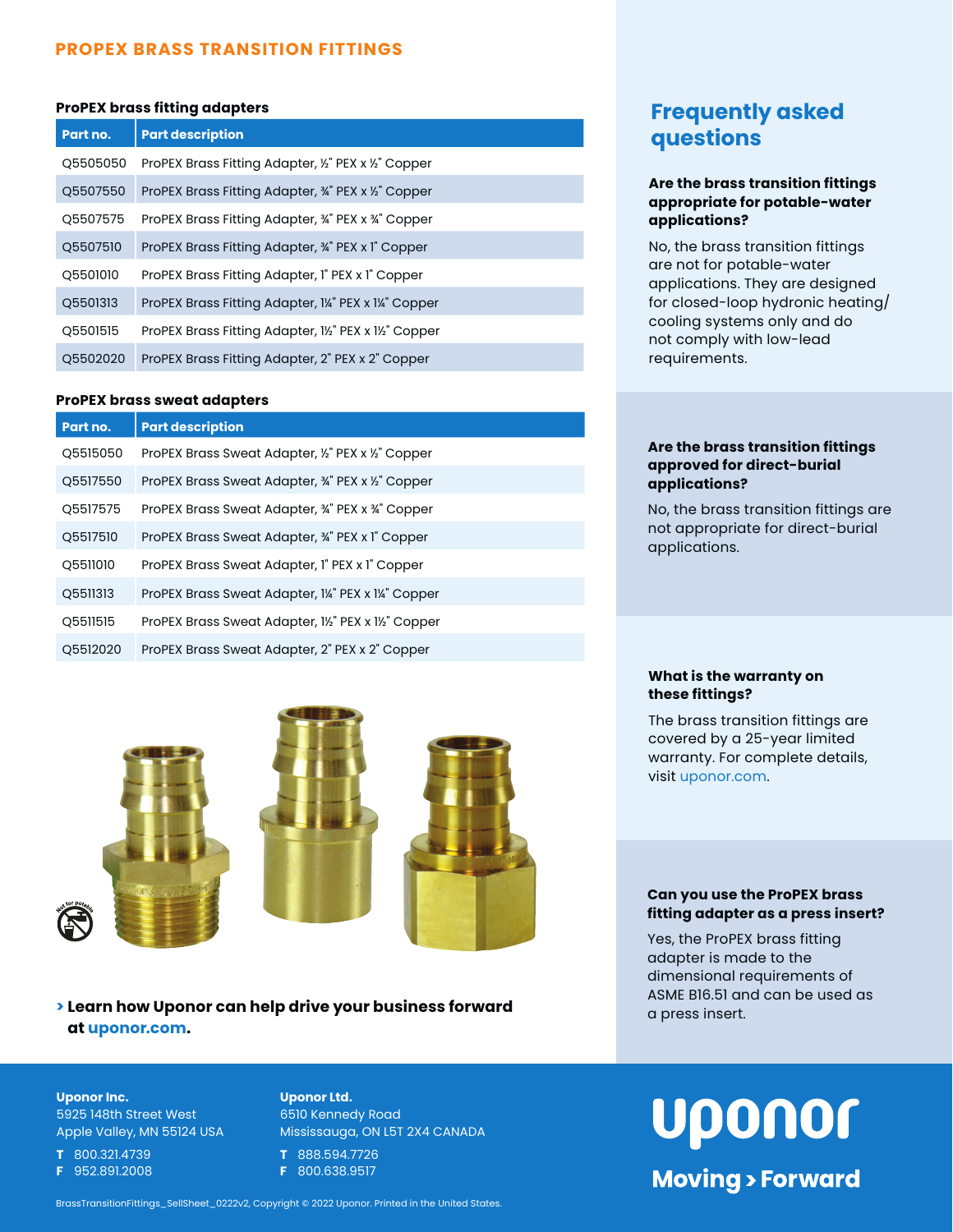## PROPEX BRASS TRANSITION FITTINGS

### ProPEX brass fitting adapters

| Part no. | Part description |
|---|---|
| Q5505050 | ProPEX Brass Fitting Adapter, ½" PEX x ½" Copper |
| Q5507550 | ProPEX Brass Fitting Adapter, ¾" PEX x ½" Copper |
| Q5507575 | ProPEX Brass Fitting Adapter, ¾" PEX x ¾" Copper |
| Q5507510 | ProPEX Brass Fitting Adapter, ¾" PEX x 1" Copper |
| Q5501010 | ProPEX Brass Fitting Adapter, 1" PEX x 1" Copper |
| Q5501313 | ProPEX Brass Fitting Adapter, 1¼" PEX x 1¼" Copper |
| Q5501515 | ProPEX Brass Fitting Adapter, 1½" PEX x 1½" Copper |
| Q5502020 | ProPEX Brass Fitting Adapter, 2" PEX x 2" Copper |

### ProPEX brass sweat adapters

| Part no. | Part description |
|---|---|
| Q5515050 | ProPEX Brass Sweat Adapter, ½" PEX x ½" Copper |
| Q5517550 | ProPEX Brass Sweat Adapter, ¾" PEX x ½" Copper |
| Q5517575 | ProPEX Brass Sweat Adapter, ¾" PEX x ¾" Copper |
| Q5517510 | ProPEX Brass Sweat Adapter, ¾" PEX x 1" Copper |
| Q5511010 | ProPEX Brass Sweat Adapter, 1" PEX x 1" Copper |
| Q5511313 | ProPEX Brass Sweat Adapter, 1¼" PEX x 1¼" Copper |
| Q5511515 | ProPEX Brass Sweat Adapter, 1½" PEX x 1½" Copper |
| Q5512020 | ProPEX Brass Sweat Adapter, 2" PEX x 2" Copper |

Not for potable

**> Learn how Uponor can help drive your business forward at uponor.com.**

## Frequently asked questions

**Are the brass transition fittings appropriate for potable-water applications?**

No, the brass transition fittings are not for potable-water applications. They are designed for closed-loop hydronic heating/cooling systems only and do not comply with low-lead requirements.

**Are the brass transition fittings approved for direct-burial applications?**

No, the brass transition fittings are not appropriate for direct-burial applications.

**What is the warranty on these fittings?**

The brass transition fittings are covered by a 25-year limited warranty. For complete details, visit uponor.com.

**Can you use the ProPEX brass fitting adapter as a press insert?**

Yes, the ProPEX brass fitting adapter is made to the dimensional requirements of ASME B16.51 and can be used as a press insert.

**Uponor Inc.**
5925 148th Street West
Apple Valley, MN 55124 USA
T 800.321.4739
F 952.891.2008

**Uponor Ltd.**
6510 Kennedy Road
Mississauga, ON L5T 2X4 CANADA
T 888.594.7726
F 800.638.9517

uponor
Moving > Forward

BrassTransitionFittings_SellSheet_0222v2, Copyright © 2022 Uponor. Printed in the United States.